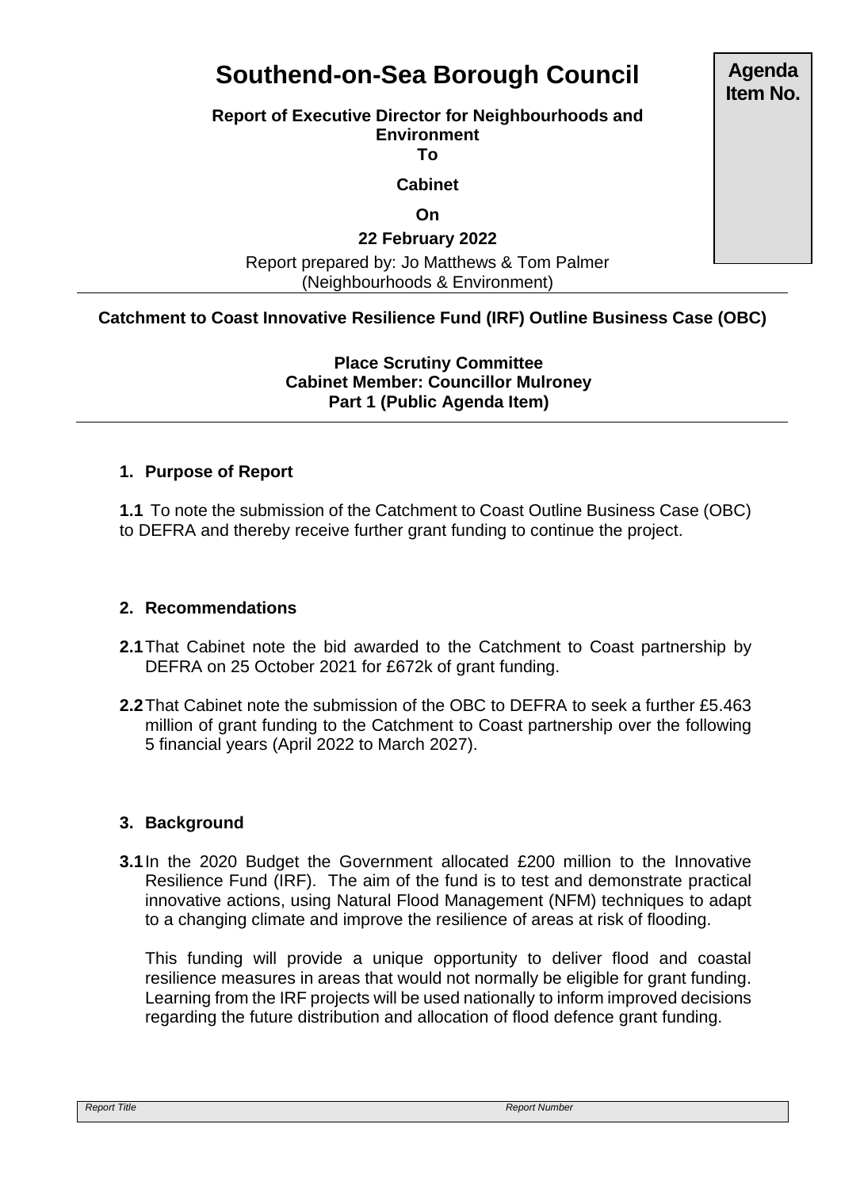# Southend-on-Sea Borough Council

**Agenda Item No.**

**Report of Executive Director for Neighbourhoods and Environment**

**To**

**Cabinet**

**On**

**22 February 2022**

Report prepared by: Jo Matthews & Tom Palmer (Neighbourhoods & Environment)

---

**Catchment to Coast Innovative Resilience Fund (IRF) Outline Business Case (OBC)**

**Place Scrutiny Committee**
**Cabinet Member: Councillor Mulroney**
**Part 1 (Public Agenda Item)**

---

## 1. Purpose of Report

**1.1** To note the submission of the Catchment to Coast Outline Business Case (OBC) to DEFRA and thereby receive further grant funding to continue the project.

## 2. Recommendations

**2.1** That Cabinet note the bid awarded to the Catchment to Coast partnership by DEFRA on 25 October 2021 for £672k of grant funding.

**2.2** That Cabinet note the submission of the OBC to DEFRA to seek a further £5.463 million of grant funding to the Catchment to Coast partnership over the following 5 financial years (April 2022 to March 2027).

## 3. Background

**3.1** In the 2020 Budget the Government allocated £200 million to the Innovative Resilience Fund (IRF). The aim of the fund is to test and demonstrate practical innovative actions, using Natural Flood Management (NFM) techniques to adapt to a changing climate and improve the resilience of areas at risk of flooding.

This funding will provide a unique opportunity to deliver flood and coastal resilience measures in areas that would not normally be eligible for grant funding. Learning from the IRF projects will be used nationally to inform improved decisions regarding the future distribution and allocation of flood defence grant funding.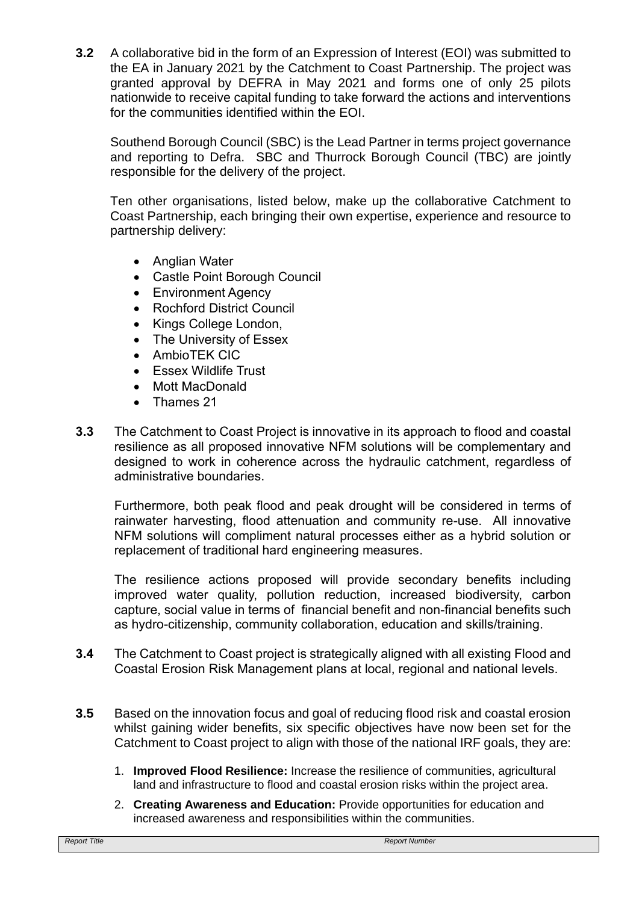**3.2** A collaborative bid in the form of an Expression of Interest (EOI) was submitted to the EA in January 2021 by the Catchment to Coast Partnership. The project was granted approval by DEFRA in May 2021 and forms one of only 25 pilots nationwide to receive capital funding to take forward the actions and interventions for the communities identified within the EOI.

Southend Borough Council (SBC) is the Lead Partner in terms project governance and reporting to Defra. SBC and Thurrock Borough Council (TBC) are jointly responsible for the delivery of the project.

Ten other organisations, listed below, make up the collaborative Catchment to Coast Partnership, each bringing their own expertise, experience and resource to partnership delivery:

- Anglian Water
- Castle Point Borough Council
- Environment Agency
- Rochford District Council
- Kings College London,
- The University of Essex
- AmbioTEK CIC
- Essex Wildlife Trust
- Mott MacDonald
- Thames 21

**3.3** The Catchment to Coast Project is innovative in its approach to flood and coastal resilience as all proposed innovative NFM solutions will be complementary and designed to work in coherence across the hydraulic catchment, regardless of administrative boundaries.

Furthermore, both peak flood and peak drought will be considered in terms of rainwater harvesting, flood attenuation and community re-use. All innovative NFM solutions will compliment natural processes either as a hybrid solution or replacement of traditional hard engineering measures.

The resilience actions proposed will provide secondary benefits including improved water quality, pollution reduction, increased biodiversity, carbon capture, social value in terms of financial benefit and non-financial benefits such as hydro-citizenship, community collaboration, education and skills/training.

**3.4** The Catchment to Coast project is strategically aligned with all existing Flood and Coastal Erosion Risk Management plans at local, regional and national levels.

**3.5** Based on the innovation focus and goal of reducing flood risk and coastal erosion whilst gaining wider benefits, six specific objectives have now been set for the Catchment to Coast project to align with those of the national IRF goals, they are:

1. **Improved Flood Resilience:** Increase the resilience of communities, agricultural land and infrastructure to flood and coastal erosion risks within the project area.
2. **Creating Awareness and Education:** Provide opportunities for education and increased awareness and responsibilities within the communities.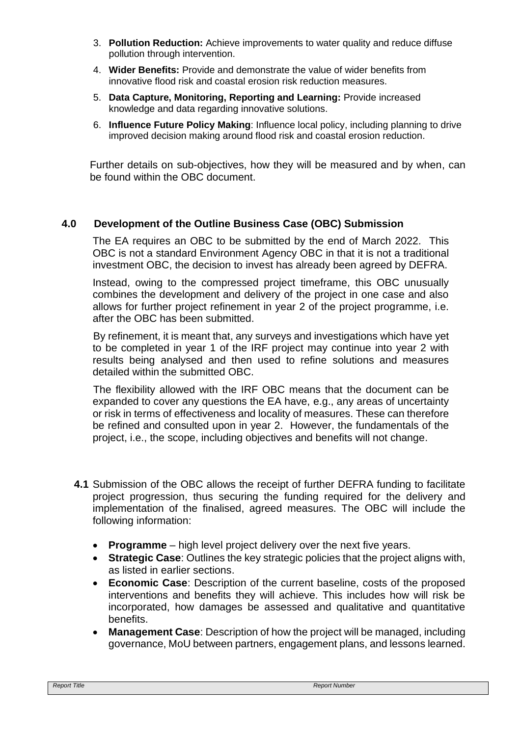3. **Pollution Reduction:** Achieve improvements to water quality and reduce diffuse pollution through intervention.
4. **Wider Benefits:** Provide and demonstrate the value of wider benefits from innovative flood risk and coastal erosion risk reduction measures.
5. **Data Capture, Monitoring, Reporting and Learning:** Provide increased knowledge and data regarding innovative solutions.
6. **Influence Future Policy Making**: Influence local policy, including planning to drive improved decision making around flood risk and coastal erosion reduction.

Further details on sub-objectives, how they will be measured and by when, can be found within the OBC document.

## 4.0 Development of the Outline Business Case (OBC) Submission

The EA requires an OBC to be submitted by the end of March 2022. This OBC is not a standard Environment Agency OBC in that it is not a traditional investment OBC, the decision to invest has already been agreed by DEFRA.

Instead, owing to the compressed project timeframe, this OBC unusually combines the development and delivery of the project in one case and also allows for further project refinement in year 2 of the project programme, i.e. after the OBC has been submitted.

By refinement, it is meant that, any surveys and investigations which have yet to be completed in year 1 of the IRF project may continue into year 2 with results being analysed and then used to refine solutions and measures detailed within the submitted OBC.

The flexibility allowed with the IRF OBC means that the document can be expanded to cover any questions the EA have, e.g., any areas of uncertainty or risk in terms of effectiveness and locality of measures. These can therefore be refined and consulted upon in year 2. However, the fundamentals of the project, i.e., the scope, including objectives and benefits will not change.

**4.1** Submission of the OBC allows the receipt of further DEFRA funding to facilitate project progression, thus securing the funding required for the delivery and implementation of the finalised, agreed measures. The OBC will include the following information:

- **Programme** – high level project delivery over the next five years.
- **Strategic Case**: Outlines the key strategic policies that the project aligns with, as listed in earlier sections.
- **Economic Case**: Description of the current baseline, costs of the proposed interventions and benefits they will achieve. This includes how will risk be incorporated, how damages be assessed and qualitative and quantitative benefits.
- **Management Case**: Description of how the project will be managed, including governance, MoU between partners, engagement plans, and lessons learned.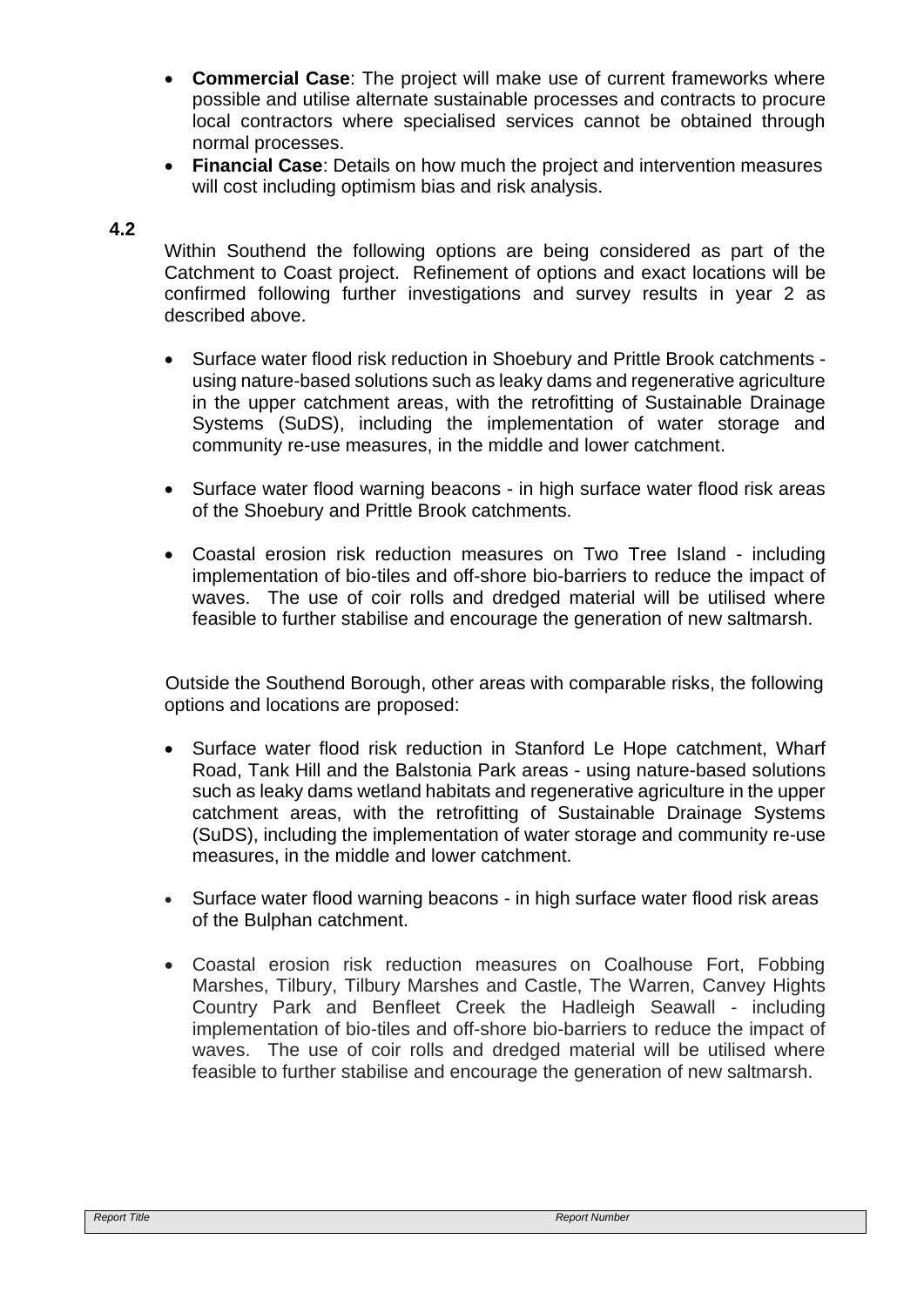- **Commercial Case**: The project will make use of current frameworks where possible and utilise alternate sustainable processes and contracts to procure local contractors where specialised services cannot be obtained through normal processes.
- **Financial Case**: Details on how much the project and intervention measures will cost including optimism bias and risk analysis.

**4.2**

Within Southend the following options are being considered as part of the Catchment to Coast project. Refinement of options and exact locations will be confirmed following further investigations and survey results in year 2 as described above.

- Surface water flood risk reduction in Shoebury and Prittle Brook catchments - using nature-based solutions such as leaky dams and regenerative agriculture in the upper catchment areas, with the retrofitting of Sustainable Drainage Systems (SuDS), including the implementation of water storage and community re-use measures, in the middle and lower catchment.

- Surface water flood warning beacons - in high surface water flood risk areas of the Shoebury and Prittle Brook catchments.

- Coastal erosion risk reduction measures on Two Tree Island - including implementation of bio-tiles and off-shore bio-barriers to reduce the impact of waves. The use of coir rolls and dredged material will be utilised where feasible to further stabilise and encourage the generation of new saltmarsh.

Outside the Southend Borough, other areas with comparable risks, the following options and locations are proposed:

- Surface water flood risk reduction in Stanford Le Hope catchment, Wharf Road, Tank Hill and the Balstonia Park areas - using nature-based solutions such as leaky dams wetland habitats and regenerative agriculture in the upper catchment areas, with the retrofitting of Sustainable Drainage Systems (SuDS), including the implementation of water storage and community re-use measures, in the middle and lower catchment.

- Surface water flood warning beacons - in high surface water flood risk areas of the Bulphan catchment.

- Coastal erosion risk reduction measures on Coalhouse Fort, Fobbing Marshes, Tilbury, Tilbury Marshes and Castle, The Warren, Canvey Hights Country Park and Benfleet Creek the Hadleigh Seawall - including implementation of bio-tiles and off-shore bio-barriers to reduce the impact of waves. The use of coir rolls and dredged material will be utilised where feasible to further stabilise and encourage the generation of new saltmarsh.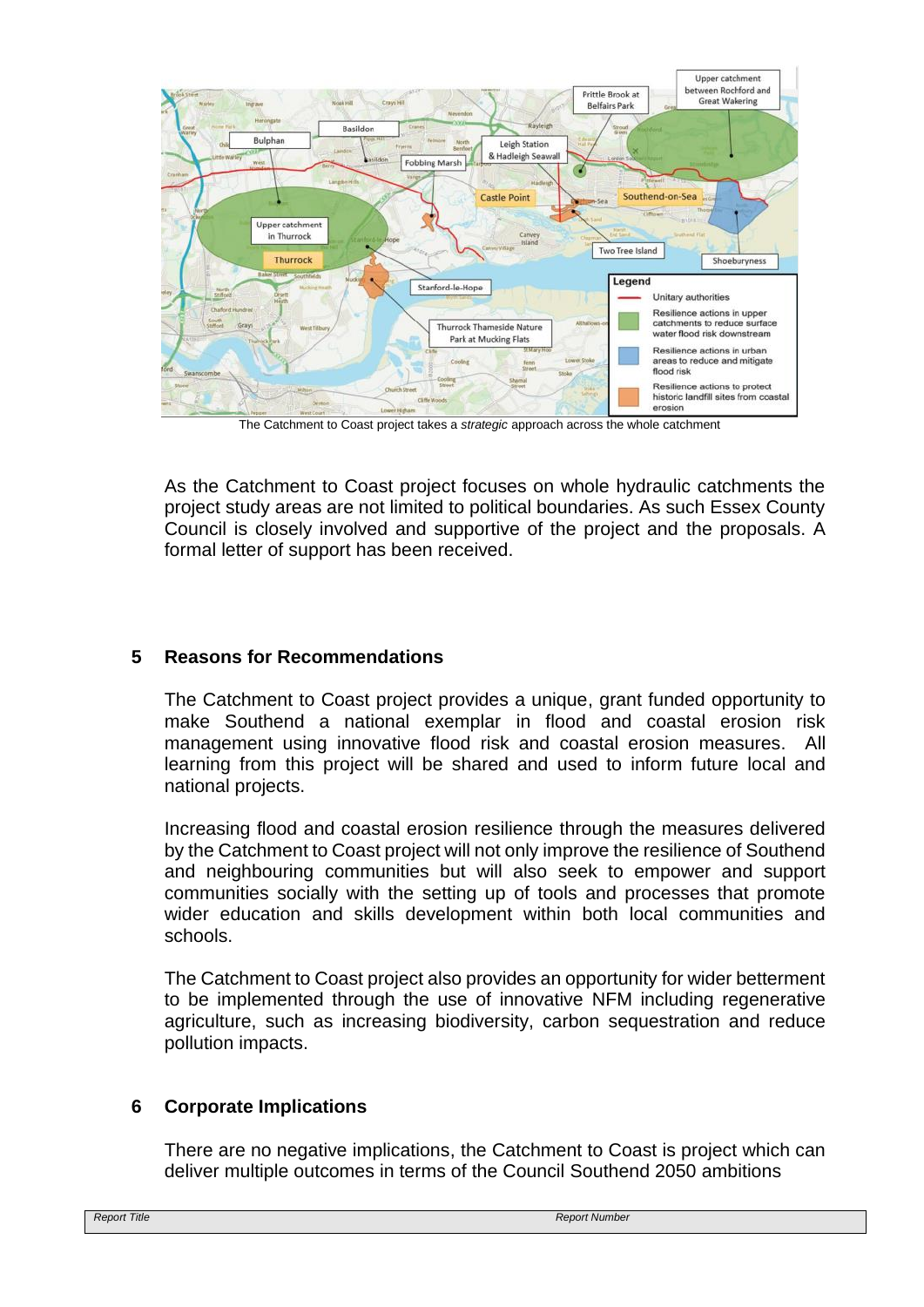The Catchment to Coast project takes a *strategic* approach across the whole catchment

As the Catchment to Coast project focuses on whole hydraulic catchments the project study areas are not limited to political boundaries. As such Essex County Council is closely involved and supportive of the project and the proposals. A formal letter of support has been received.

## 5 Reasons for Recommendations

The Catchment to Coast project provides a unique, grant funded opportunity to make Southend a national exemplar in flood and coastal erosion risk management using innovative flood risk and coastal erosion measures. All learning from this project will be shared and used to inform future local and national projects.

Increasing flood and coastal erosion resilience through the measures delivered by the Catchment to Coast project will not only improve the resilience of Southend and neighbouring communities but will also seek to empower and support communities socially with the setting up of tools and processes that promote wider education and skills development within both local communities and schools.

The Catchment to Coast project also provides an opportunity for wider betterment to be implemented through the use of innovative NFM including regenerative agriculture, such as increasing biodiversity, carbon sequestration and reduce pollution impacts.

## 6 Corporate Implications

There are no negative implications, the Catchment to Coast is project which can deliver multiple outcomes in terms of the Council Southend 2050 ambitions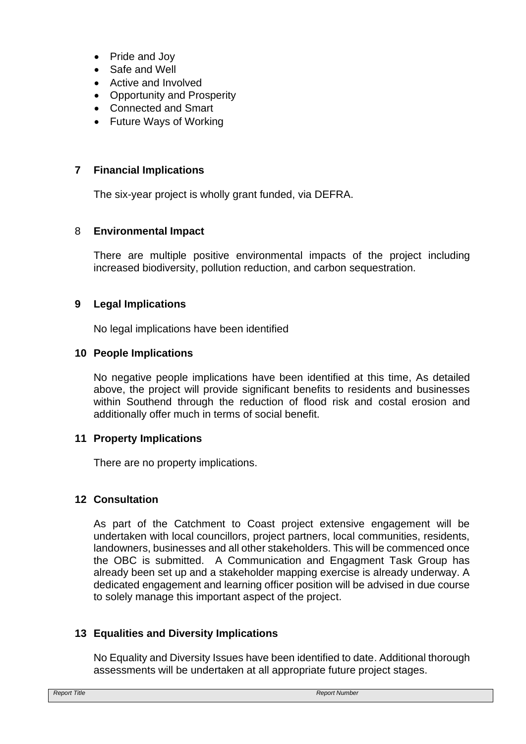- Pride and Joy
- Safe and Well
- Active and Involved
- Opportunity and Prosperity
- Connected and Smart
- Future Ways of Working

## 7 Financial Implications

The six-year project is wholly grant funded, via DEFRA.

## 8 Environmental Impact

There are multiple positive environmental impacts of the project including increased biodiversity, pollution reduction, and carbon sequestration.

## 9 Legal Implications

No legal implications have been identified

## 10 People Implications

No negative people implications have been identified at this time, As detailed above, the project will provide significant benefits to residents and businesses within Southend through the reduction of flood risk and costal erosion and additionally offer much in terms of social benefit.

## 11 Property Implications

There are no property implications.

## 12 Consultation

As part of the Catchment to Coast project extensive engagement will be undertaken with local councillors, project partners, local communities, residents, landowners, businesses and all other stakeholders. This will be commenced once the OBC is submitted. A Communication and Engagment Task Group has already been set up and a stakeholder mapping exercise is already underway. A dedicated engagement and learning officer position will be advised in due course to solely manage this important aspect of the project.

## 13 Equalities and Diversity Implications

No Equality and Diversity Issues have been identified to date. Additional thorough assessments will be undertaken at all appropriate future project stages.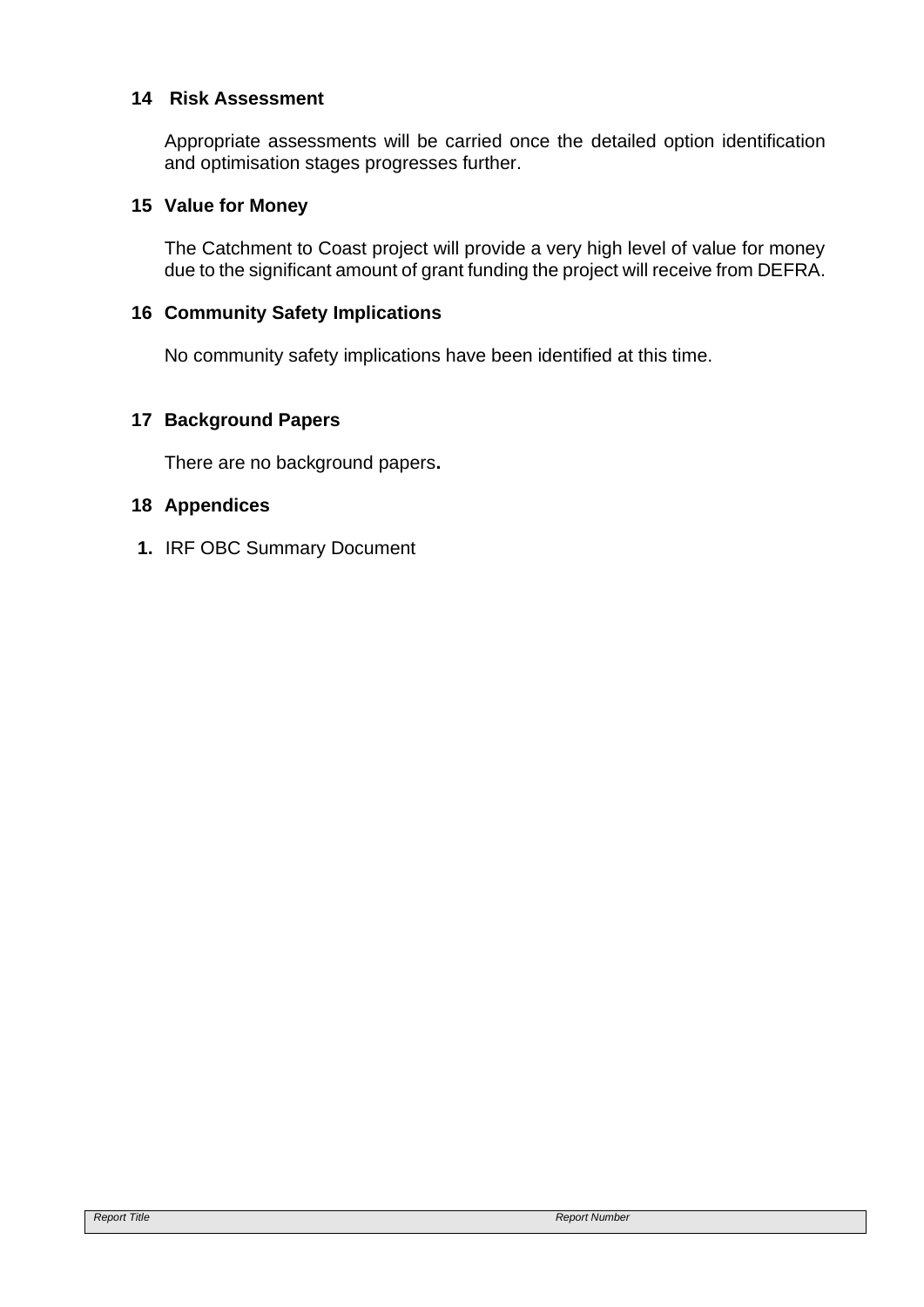## 14 Risk Assessment

Appropriate assessments will be carried once the detailed option identification and optimisation stages progresses further.

## 15 Value for Money

The Catchment to Coast project will provide a very high level of value for money due to the significant amount of grant funding the project will receive from DEFRA.

## 16 Community Safety Implications

No community safety implications have been identified at this time.

## 17 Background Papers

There are no background papers**.**

## 18 Appendices

1. IRF OBC Summary Document